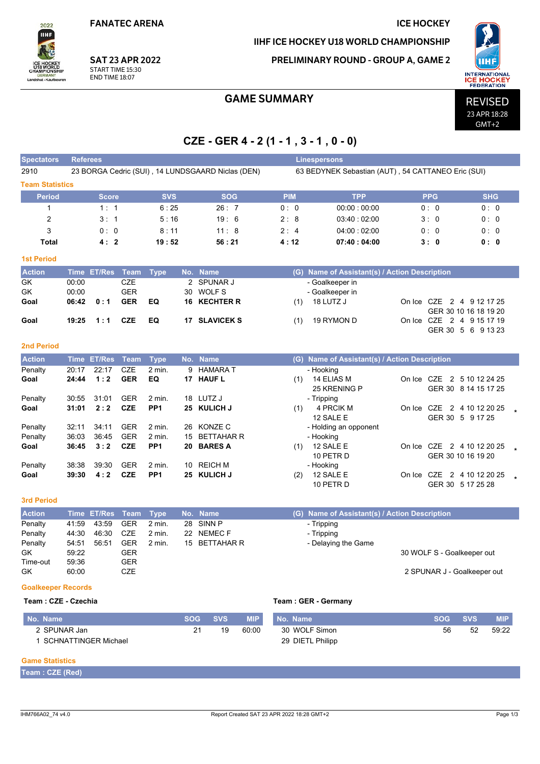FANATEC ARENA

**SAT 23 APR 2022**
START TIME 15:30
END TIME 18:07

ICE HOCKEY

IIHF ICE HOCKEY U18 WORLD CHAMPIONSHIP

PRELIMINARY ROUND - GROUP A, GAME 2

# GAME SUMMARY

REVISED
23 APR 18:28
GMT+2

## CZE - GER 4 - 2 (1 - 1 , 3 - 1 , 0 - 0)

| Spectators | Referees | Linespersons |
|---|---|---|
| 2910 | 23 BORGA Cedric (SUI) , 14 LUNDSGAARD Niclas (DEN) | 63 BEDYNEK Sebastian (AUT) , 54 CATTANEO Eric (SUI) |

### Team Statistics

| Period | Score | SVS | SOG | PIM | TPP | PPG | SHG |
|---|---|---|---|---|---|---|---|
| 1 | 1 : 1 | 6 : 25 | 26 : 7 | 0 : 0 | 00:00 : 00:00 | 0 : 0 | 0 : 0 |
| 2 | 3 : 1 | 5 : 16 | 19 : 6 | 2 : 8 | 03:40 : 02:00 | 3 : 0 | 0 : 0 |
| 3 | 0 : 0 | 8 : 11 | 11 : 8 | 2 : 4 | 04:00 : 02:00 | 0 : 0 | 0 : 0 |
| **Total** | **4 : 2** | **19 : 52** | **56 : 21** | **4 : 12** | **07:40 : 04:00** | **3 : 0** | **0 : 0** |

### 1st Period

| Action | Time | ET/Res | Team | Type | No. | Name | (G) | Name of Assistant(s) / Action Description | On Ice |
|---|---|---|---|---|---|---|---|---|---|
| GK | 00:00 | | CZE | | 2 | SPUNAR J | | - Goalkeeper in | |
| GK | 00:00 | | GER | | 30 | WOLF S | | - Goalkeeper in | |
| **Goal** | **06:42** | **0 : 1** | **GER** | **EQ** | **16** | **KECHTER R** | (1) | 18 LUTZ J | CZE 2 4 9 12 17 25 / GER 30 10 16 18 19 20 |
| **Goal** | **19:25** | **1 : 1** | **CZE** | **EQ** | **17** | **SLAVICEK S** | (1) | 19 RYMON D | CZE 2 4 9 15 17 19 / GER 30 5 6 9 13 23 |

### 2nd Period

| Action | Time | ET/Res | Team | Type | No. | Name | (G) | Name of Assistant(s) / Action Description | On Ice |
|---|---|---|---|---|---|---|---|---|---|
| Penalty | 20:17 | 22:17 | CZE | 2 min. | 9 | HAMARA T | | - Hooking | |
| **Goal** | **24:44** | **1 : 2** | **GER** | **EQ** | **17** | **HAUF L** | (1) | 14 ELIAS M, 25 KRENING P | CZE 2 5 10 12 24 25 / GER 30 8 14 15 17 25 |
| Penalty | 30:55 | 31:01 | GER | 2 min. | 18 | LUTZ J | | - Tripping | |
| **Goal** | **31:01** | **2 : 2** | **CZE** | **PP1** | **25** | **KULICH J** | (1) | 4 PRCIK M, 12 SALE E | CZE 2 4 10 12 20 25 / GER 30 5 9 17 25 * |
| Penalty | 32:11 | 34:11 | GER | 2 min. | 26 | KONZE C | | - Holding an opponent | |
| Penalty | 36:03 | 36:45 | GER | 2 min. | 15 | BETTAHAR R | | - Hooking | |
| **Goal** | **36:45** | **3 : 2** | **CZE** | **PP1** | **20** | **BARES A** | (1) | 12 SALE E, 10 PETR D | CZE 2 4 10 12 20 25 / GER 30 10 16 19 20 * |
| Penalty | 38:38 | 39:30 | GER | 2 min. | 10 | REICH M | | - Hooking | |
| **Goal** | **39:30** | **4 : 2** | **CZE** | **PP1** | **25** | **KULICH J** | (2) | 12 SALE E, 10 PETR D | CZE 2 4 10 12 20 25 / GER 30 5 17 25 28 * |

### 3rd Period

| Action | Time | ET/Res | Team | Type | No. | Name | (G) | Name of Assistant(s) / Action Description | |
|---|---|---|---|---|---|---|---|---|---|
| Penalty | 41:59 | 43:59 | GER | 2 min. | 28 | SINN P | | - Tripping | |
| Penalty | 44:30 | 46:30 | CZE | 2 min. | 22 | NEMEC F | | - Tripping | |
| Penalty | 54:51 | 56:51 | GER | 2 min. | 15 | BETTAHAR R | | - Delaying the Game | |
| GK | 59:22 | | GER | | | | | | 30 WOLF S - Goalkeeper out |
| Time-out | 59:36 | | GER | | | | | | |
| GK | 60:00 | | CZE | | | | | | 2 SPUNAR J - Goalkeeper out |

### Goalkeeper Records

**Team : CZE - Czechia**

| No. Name | SOG | SVS | MIP |
|---|---|---|---|
| 2 SPUNAR Jan | 21 | 19 | 60:00 |
| 1 SCHNATTINGER Michael | | | |

**Team : GER - Germany**

| No. Name | SOG | SVS | MIP |
|---|---|---|---|
| 30 WOLF Simon | 56 | 52 | 59:22 |
| 29 DIETL Philipp | | | |

### Game Statistics

**Team : CZE (Red)**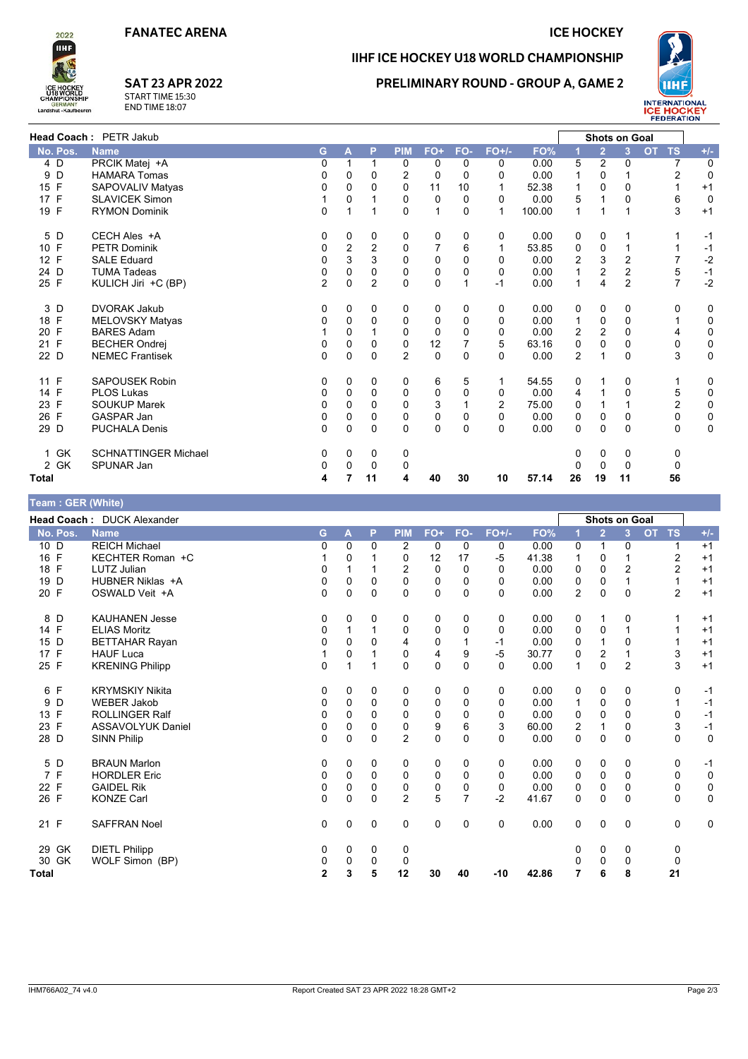FANATEC ARENA

ICE HOCKEY

# IIHF ICE HOCKEY U18 WORLD CHAMPIONSHIP

## PRELIMINARY ROUND - GROUP A, GAME 2

SAT 23 APR 2022
START TIME 15:30
END TIME 18:07

**Head Coach :** PETR Jakub

| No. | Pos. | Name | G | A | P | PIM | FO+ | FO- | FO+/- | FO% | Shots on Goal 1 | 2 | 3 | OT | TS | +/- |
|---|---|---|---|---|---|---|---|---|---|---|---|---|---|---|---|---|
| 4 | D | PRCIK Matej +A | 0 | 1 | 1 | 0 | 0 | 0 | 0 | 0.00 | 5 | 2 | 0 | | 7 | 0 |
| 9 | D | HAMARA Tomas | 0 | 0 | 0 | 2 | 0 | 0 | 0 | 0.00 | 1 | 0 | 1 | | 2 | 0 |
| 15 | F | SAPOVALIV Matyas | 0 | 0 | 0 | 0 | 11 | 10 | 1 | 52.38 | 1 | 0 | 0 | | 1 | +1 |
| 17 | F | SLAVICEK Simon | 1 | 0 | 1 | 0 | 0 | 0 | 0 | 0.00 | 5 | 1 | 0 | | 6 | 0 |
| 19 | F | RYMON Dominik | 0 | 1 | 1 | 0 | 1 | 0 | 1 | 100.00 | 1 | 1 | 1 | | 3 | +1 |
| 5 | D | CECH Ales +A | 0 | 0 | 0 | 0 | 0 | 0 | 0 | 0.00 | 0 | 0 | 1 | | 1 | -1 |
| 10 | F | PETR Dominik | 0 | 2 | 2 | 0 | 7 | 6 | 1 | 53.85 | 0 | 0 | 1 | | 1 | -1 |
| 12 | F | SALE Eduard | 0 | 3 | 3 | 0 | 0 | 0 | 0 | 0.00 | 2 | 3 | 2 | | 7 | -2 |
| 24 | D | TUMA Tadeas | 0 | 0 | 0 | 0 | 0 | 0 | 0 | 0.00 | 1 | 2 | 2 | | 5 | -1 |
| 25 | F | KULICH Jiri +C (BP) | 2 | 0 | 2 | 0 | 0 | 1 | -1 | 0.00 | 1 | 4 | 2 | | 7 | -2 |
| 3 | D | DVORAK Jakub | 0 | 0 | 0 | 0 | 0 | 0 | 0 | 0.00 | 0 | 0 | 0 | | 0 | 0 |
| 18 | F | MELOVSKY Matyas | 0 | 0 | 0 | 0 | 0 | 0 | 0 | 0.00 | 1 | 0 | 0 | | 1 | 0 |
| 20 | F | BARES Adam | 1 | 0 | 1 | 0 | 0 | 0 | 0 | 0.00 | 2 | 2 | 0 | | 4 | 0 |
| 21 | F | BECHER Ondrej | 0 | 0 | 0 | 0 | 12 | 7 | 5 | 63.16 | 0 | 0 | 0 | | 0 | 0 |
| 22 | D | NEMEC Frantisek | 0 | 0 | 0 | 2 | 0 | 0 | 0 | 0.00 | 2 | 1 | 0 | | 3 | 0 |
| 11 | F | SAPOUSEK Robin | 0 | 0 | 0 | 0 | 6 | 5 | 1 | 54.55 | 0 | 1 | 0 | | 1 | 0 |
| 14 | F | PLOS Lukas | 0 | 0 | 0 | 0 | 0 | 0 | 0 | 0.00 | 4 | 1 | 0 | | 5 | 0 |
| 23 | F | SOUKUP Marek | 0 | 0 | 0 | 0 | 3 | 1 | 2 | 75.00 | 0 | 1 | 1 | | 2 | 0 |
| 26 | F | GASPAR Jan | 0 | 0 | 0 | 0 | 0 | 0 | 0 | 0.00 | 0 | 0 | 0 | | 0 | 0 |
| 29 | D | PUCHALA Denis | 0 | 0 | 0 | 0 | 0 | 0 | 0 | 0.00 | 0 | 0 | 0 | | 0 | 0 |
| 1 | GK | SCHNATTINGER Michael | 0 | 0 | 0 | 0 | | | | | 0 | 0 | 0 | | 0 | |
| 2 | GK | SPUNAR Jan | 0 | 0 | 0 | 0 | | | | | 0 | 0 | 0 | | 0 | |
| **Total** | | | **4** | **7** | **11** | **4** | **40** | **30** | **10** | **57.14** | **26** | **19** | **11** | | **56** | |

## Team : GER (White)

**Head Coach :** DUCK Alexander

| No. | Pos. | Name | G | A | P | PIM | FO+ | FO- | FO+/- | FO% | Shots on Goal 1 | 2 | 3 | OT | TS | +/- |
|---|---|---|---|---|---|---|---|---|---|---|---|---|---|---|---|---|
| 10 | D | REICH Michael | 0 | 0 | 0 | 2 | 0 | 0 | 0 | 0.00 | 0 | 1 | 0 | | 1 | +1 |
| 16 | F | KECHTER Roman +C | 1 | 0 | 1 | 0 | 12 | 17 | -5 | 41.38 | 1 | 0 | 1 | | 2 | +1 |
| 18 | F | LUTZ Julian | 0 | 1 | 1 | 2 | 0 | 0 | 0 | 0.00 | 0 | 0 | 2 | | 2 | +1 |
| 19 | D | HUBNER Niklas +A | 0 | 0 | 0 | 0 | 0 | 0 | 0 | 0.00 | 0 | 0 | 1 | | 1 | +1 |
| 20 | F | OSWALD Veit +A | 0 | 0 | 0 | 0 | 0 | 0 | 0 | 0.00 | 2 | 0 | 0 | | 2 | +1 |
| 8 | D | KAUHANEN Jesse | 0 | 0 | 0 | 0 | 0 | 0 | 0 | 0.00 | 0 | 1 | 0 | | 1 | +1 |
| 14 | F | ELIAS Moritz | 0 | 1 | 1 | 0 | 0 | 0 | 0 | 0.00 | 0 | 0 | 1 | | 1 | +1 |
| 15 | D | BETTAHAR Rayan | 0 | 0 | 0 | 4 | 0 | 1 | -1 | 0.00 | 0 | 1 | 0 | | 1 | +1 |
| 17 | F | HAUF Luca | 1 | 0 | 1 | 0 | 4 | 9 | -5 | 30.77 | 0 | 2 | 1 | | 3 | +1 |
| 25 | F | KRENING Philipp | 0 | 1 | 1 | 0 | 0 | 0 | 0 | 0.00 | 1 | 0 | 2 | | 3 | +1 |
| 6 | F | KRYMSKIY Nikita | 0 | 0 | 0 | 0 | 0 | 0 | 0 | 0.00 | 0 | 0 | 0 | | 0 | -1 |
| 9 | D | WEBER Jakob | 0 | 0 | 0 | 0 | 0 | 0 | 0 | 0.00 | 1 | 0 | 0 | | 1 | -1 |
| 13 | F | ROLLINGER Ralf | 0 | 0 | 0 | 0 | 0 | 0 | 0 | 0.00 | 0 | 0 | 0 | | 0 | -1 |
| 23 | F | ASSAVOLYUK Daniel | 0 | 0 | 0 | 0 | 9 | 6 | 3 | 60.00 | 2 | 1 | 0 | | 3 | -1 |
| 28 | D | SINN Philip | 0 | 0 | 0 | 2 | 0 | 0 | 0 | 0.00 | 0 | 0 | 0 | | 0 | 0 |
| 5 | D | BRAUN Marlon | 0 | 0 | 0 | 0 | 0 | 0 | 0 | 0.00 | 0 | 0 | 0 | | 0 | -1 |
| 7 | F | HORDLER Eric | 0 | 0 | 0 | 0 | 0 | 0 | 0 | 0.00 | 0 | 0 | 0 | | 0 | 0 |
| 22 | F | GAIDEL Rik | 0 | 0 | 0 | 0 | 0 | 0 | 0 | 0.00 | 0 | 0 | 0 | | 0 | 0 |
| 26 | F | KONZE Carl | 0 | 0 | 0 | 2 | 5 | 7 | -2 | 41.67 | 0 | 0 | 0 | | 0 | 0 |
| 21 | F | SAFFRAN Noel | 0 | 0 | 0 | 0 | 0 | 0 | 0 | 0.00 | 0 | 0 | 0 | | 0 | 0 |
| 29 | GK | DIETL Philipp | 0 | 0 | 0 | 0 | | | | | 0 | 0 | 0 | | 0 | |
| 30 | GK | WOLF Simon (BP) | 0 | 0 | 0 | 0 | | | | | 0 | 0 | 0 | | 0 | |
| **Total** | | | **2** | **3** | **5** | **12** | **30** | **40** | **-10** | **42.86** | **7** | **6** | **8** | | **21** | |

IHM766A02_74 v4.0 — Report Created SAT 23 APR 2022 18:28 GMT+2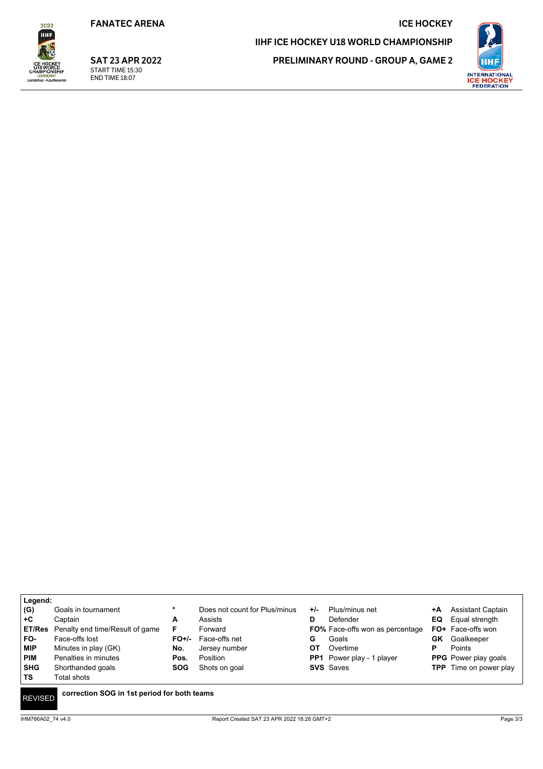FANATEC ARENA

SAT 23 APR 2022
START TIME 15:30
END TIME 18:07

ICE HOCKEY
IIHF ICE HOCKEY U18 WORLD CHAMPIONSHIP
PRELIMINARY ROUND - GROUP A, GAME 2

**Legend:**

| | | | | | | | |
|---|---|---|---|---|---|---|---|
| **(G)** | Goals in tournament | **\*** | Does not count for Plus/minus | **+/-** | Plus/minus net | **+A** | Assistant Captain |
| **+C** | Captain | **A** | Assists | **D** | Defender | **EQ** | Equal strength |
| **ET/Res** | Penalty end time/Result of game | **F** | Forward | **FO%** | Face-offs won as percentage | **FO+** | Face-offs won |
| **FO-** | Face-offs lost | **FO+/-** | Face-offs net | **G** | Goals | **GK** | Goalkeeper |
| **MIP** | Minutes in play (GK) | **No.** | Jersey number | **OT** | Overtime | **P** | Points |
| **PIM** | Penalties in minutes | **Pos.** | Position | **PP1** | Power play - 1 player | **PPG** | Power play goals |
| **SHG** | Shorthanded goals | **SOG** | Shots on goal | **SVS** | Saves | **TPP** | Time on power play |
| **TS** | Total shots | | | | | | |

REVISED **correction SOG in 1st period for both teams**

IHM766A02_74 v4.0 Report Created SAT 23 APR 2022 18:28 GMT+2